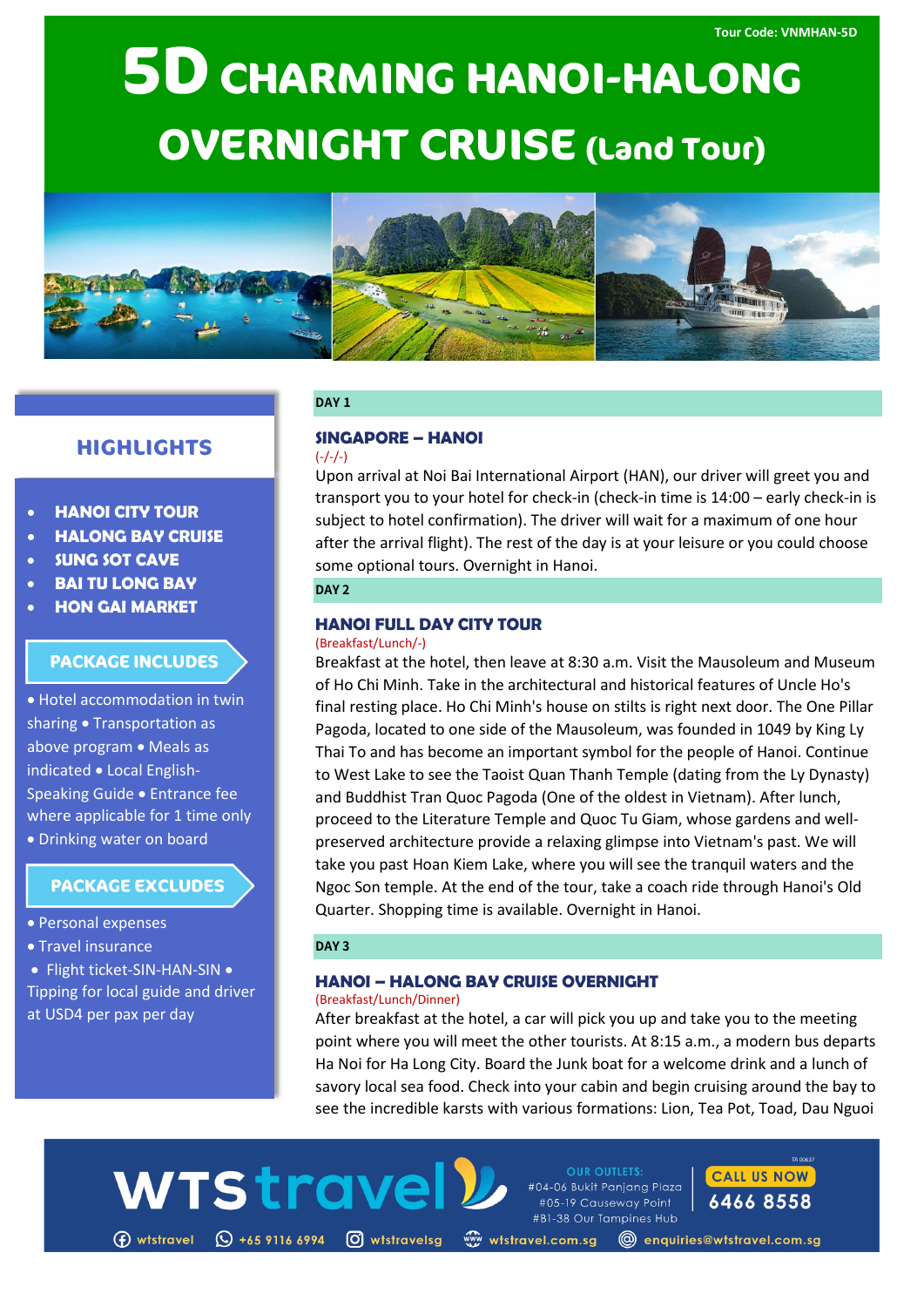Tour Code: VNMHAN-5D

# 5D CHARMING HANOI-HALONG OVERNIGHT CRUISE (Land Tour)

## HIGHLIGHTS

- **HANOI CITY TOUR**
- **HALONG BAY CRUISE**
- **SUNG SOT CAVE**
- **BAI TU LONG BAY**
- **HON GAI MARKET**

## PACKAGE INCLUDES

• Hotel accommodation in twin sharing • Transportation as above program • Meals as indicated • Local English-Speaking Guide • Entrance fee where applicable for 1 time only • Drinking water on board

## PACKAGE EXCLUDES

• Personal expenses
• Travel insurance
• Flight ticket-SIN-HAN-SIN • Tipping for local guide and driver at USD4 per pax per day

**DAY 1**

### SINGAPORE – HANOI

(-/-/-)

Upon arrival at Noi Bai International Airport (HAN), our driver will greet you and transport you to your hotel for check-in (check-in time is 14:00 – early check-in is subject to hotel confirmation). The driver will wait for a maximum of one hour after the arrival flight). The rest of the day is at your leisure or you could choose some optional tours. Overnight in Hanoi.

**DAY 2**

### HANOI FULL DAY CITY TOUR

(Breakfast/Lunch/-)

Breakfast at the hotel, then leave at 8:30 a.m. Visit the Mausoleum and Museum of Ho Chi Minh. Take in the architectural and historical features of Uncle Ho's final resting place. Ho Chi Minh's house on stilts is right next door. The One Pillar Pagoda, located to one side of the Mausoleum, was founded in 1049 by King Ly Thai To and has become an important symbol for the people of Hanoi. Continue to West Lake to see the Taoist Quan Thanh Temple (dating from the Ly Dynasty) and Buddhist Tran Quoc Pagoda (One of the oldest in Vietnam). After lunch, proceed to the Literature Temple and Quoc Tu Giam, whose gardens and well-preserved architecture provide a relaxing glimpse into Vietnam's past. We will take you past Hoan Kiem Lake, where you will see the tranquil waters and the Ngoc Son temple. At the end of the tour, take a coach ride through Hanoi's Old Quarter. Shopping time is available. Overnight in Hanoi.

**DAY 3**

### HANOI – HALONG BAY CRUISE OVERNIGHT

(Breakfast/Lunch/Dinner)

After breakfast at the hotel, a car will pick you up and take you to the meeting point where you will meet the other tourists. At 8:15 a.m., a modern bus departs Ha Noi for Ha Long City. Board the Junk boat for a welcome drink and a lunch of savory local sea food. Check into your cabin and begin cruising around the bay to see the incredible karsts with various formations: Lion, Tea Pot, Toad, Dau Nguoi

WTS travel

OUR OUTLETS:
#04-06 Bukit Panjang Plaza
#05-19 Causeway Point
#B1-38 Our Tampines Hub

TA 00637

CALL US NOW
6466 8558

wtstravel | +65 9116 6994 | wtstravelsg | wtstravel.com.sg | enquiries@wtstravel.com.sg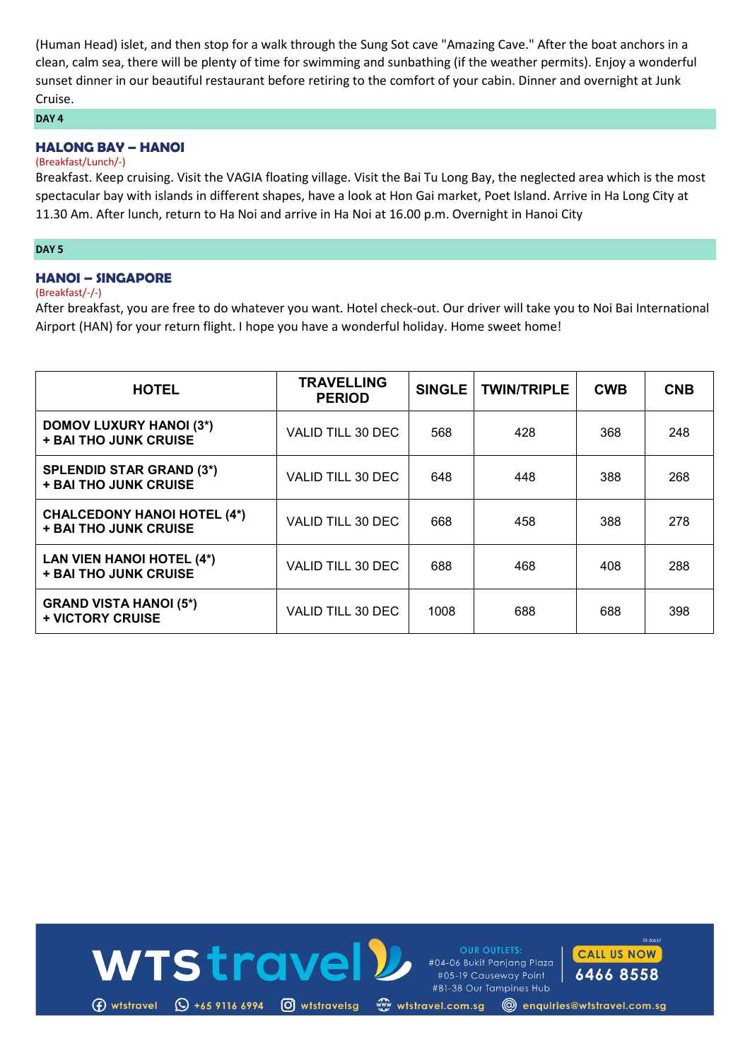(Human Head) islet, and then stop for a walk through the Sung Sot cave "Amazing Cave." After the boat anchors in a clean, calm sea, there will be plenty of time for swimming and sunbathing (if the weather permits). Enjoy a wonderful sunset dinner in our beautiful restaurant before retiring to the comfort of your cabin. Dinner and overnight at Junk Cruise.

**DAY 4**

## HALONG BAY – HANOI

(Breakfast/Lunch/-)

Breakfast. Keep cruising. Visit the VAGIA floating village. Visit the Bai Tu Long Bay, the neglected area which is the most spectacular bay with islands in different shapes, have a look at Hon Gai market, Poet Island. Arrive in Ha Long City at 11.30 Am. After lunch, return to Ha Noi and arrive in Ha Noi at 16.00 p.m. Overnight in Hanoi City

**DAY 5**

## HANOI – SINGAPORE

(Breakfast/-/-)

After breakfast, you are free to do whatever you want. Hotel check-out. Our driver will take you to Noi Bai International Airport (HAN) for your return flight. I hope you have a wonderful holiday. Home sweet home!

| HOTEL | TRAVELLING PERIOD | SINGLE | TWIN/TRIPLE | CWB | CNB |
|---|---|---|---|---|---|
| DOMOV LUXURY HANOI (3*) + BAI THO JUNK CRUISE | VALID TILL 30 DEC | 568 | 428 | 368 | 248 |
| SPLENDID STAR GRAND (3*) + BAI THO JUNK CRUISE | VALID TILL 30 DEC | 648 | 448 | 388 | 268 |
| CHALCEDONY HANOI HOTEL (4*) + BAI THO JUNK CRUISE | VALID TILL 30 DEC | 668 | 458 | 388 | 278 |
| LAN VIEN HANOI HOTEL (4*) + BAI THO JUNK CRUISE | VALID TILL 30 DEC | 688 | 468 | 408 | 288 |
| GRAND VISTA HANOI (5*) + VICTORY CRUISE | VALID TILL 30 DEC | 1008 | 688 | 688 | 398 |

WTS travel

OUR OUTLETS:
#04-06 Bukit Panjang Plaza
#05-19 Causeway Point
#B1-38 Our Tampines Hub

TA 00637

CALL US NOW 6466 8558

wtstravel | +65 9116 6994 | wtstravelsg | wtstravel.com.sg | enquiries@wtstravel.com.sg